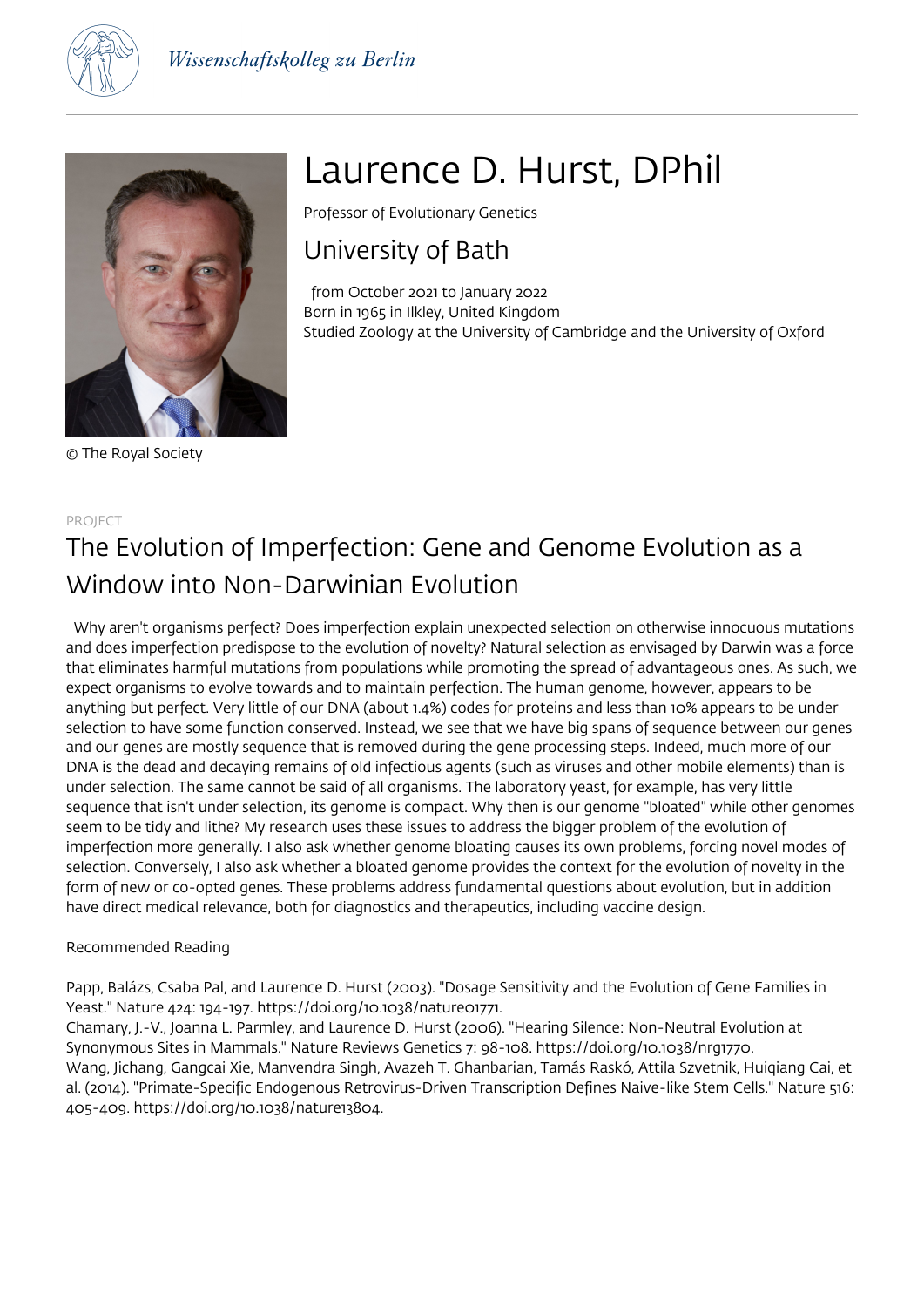Wissenschaftskolleg zu Berlin

© The Royal Society

# Laurence D. Hurst, DPhil

Professor of Evolutionary Genetics

## University of Bath

from October 2021 to January 2022
Born in 1965 in Ilkley, United Kingdom
Studied Zoology at the University of Cambridge and the University of Oxford

PROJECT

## The Evolution of Imperfection: Gene and Genome Evolution as a Window into Non-Darwinian Evolution

Why aren't organisms perfect? Does imperfection explain unexpected selection on otherwise innocuous mutations and does imperfection predispose to the evolution of novelty? Natural selection as envisaged by Darwin was a force that eliminates harmful mutations from populations while promoting the spread of advantageous ones. As such, we expect organisms to evolve towards and to maintain perfection. The human genome, however, appears to be anything but perfect. Very little of our DNA (about 1.4%) codes for proteins and less than 10% appears to be under selection to have some function conserved. Instead, we see that we have big spans of sequence between our genes and our genes are mostly sequence that is removed during the gene processing steps. Indeed, much more of our DNA is the dead and decaying remains of old infectious agents (such as viruses and other mobile elements) than is under selection. The same cannot be said of all organisms. The laboratory yeast, for example, has very little sequence that isn't under selection, its genome is compact. Why then is our genome "bloated" while other genomes seem to be tidy and lithe? My research uses these issues to address the bigger problem of the evolution of imperfection more generally. I also ask whether genome bloating causes its own problems, forcing novel modes of selection. Conversely, I also ask whether a bloated genome provides the context for the evolution of novelty in the form of new or co-opted genes. These problems address fundamental questions about evolution, but in addition have direct medical relevance, both for diagnostics and therapeutics, including vaccine design.

Recommended Reading

Papp, Balázs, Csaba Pal, and Laurence D. Hurst (2003). "Dosage Sensitivity and the Evolution of Gene Families in Yeast." Nature 424: 194-197. https://doi.org/10.1038/nature01771.
Chamary, J.-V., Joanna L. Parmley, and Laurence D. Hurst (2006). "Hearing Silence: Non-Neutral Evolution at Synonymous Sites in Mammals." Nature Reviews Genetics 7: 98-108. https://doi.org/10.1038/nrg1770.
Wang, Jichang, Gangcai Xie, Manvendra Singh, Avazeh T. Ghanbarian, Tamás Raskó, Attila Szvetnik, Huiqiang Cai, et al. (2014). "Primate-Specific Endogenous Retrovirus-Driven Transcription Defines Naive-like Stem Cells." Nature 516: 405-409. https://doi.org/10.1038/nature13804.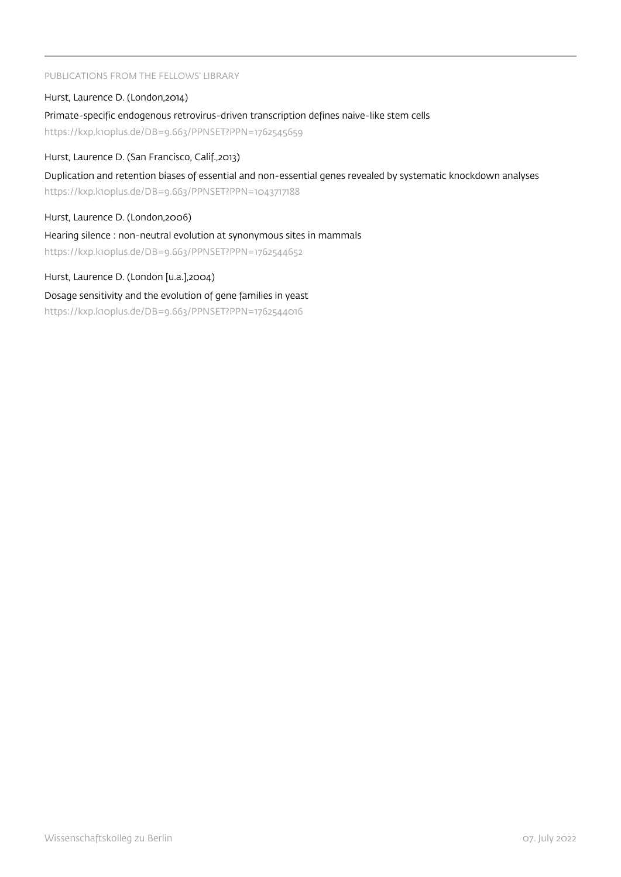PUBLICATIONS FROM THE FELLOWS' LIBRARY

Hurst, Laurence D. (London,2014)

Primate-specific endogenous retrovirus-driven transcription defines naive-like stem cells

https://kxp.k10plus.de/DB=9.663/PPNSET?PPN=1762545659

Hurst, Laurence D. (San Francisco, Calif.,2013)

Duplication and retention biases of essential and non-essential genes revealed by systematic knockdown analyses

https://kxp.k10plus.de/DB=9.663/PPNSET?PPN=1043717188

Hurst, Laurence D. (London,2006)

Hearing silence : non-neutral evolution at synonymous sites in mammals

https://kxp.k10plus.de/DB=9.663/PPNSET?PPN=1762544652

Hurst, Laurence D. (London [u.a.],2004)

Dosage sensitivity and the evolution of gene families in yeast

https://kxp.k10plus.de/DB=9.663/PPNSET?PPN=1762544016